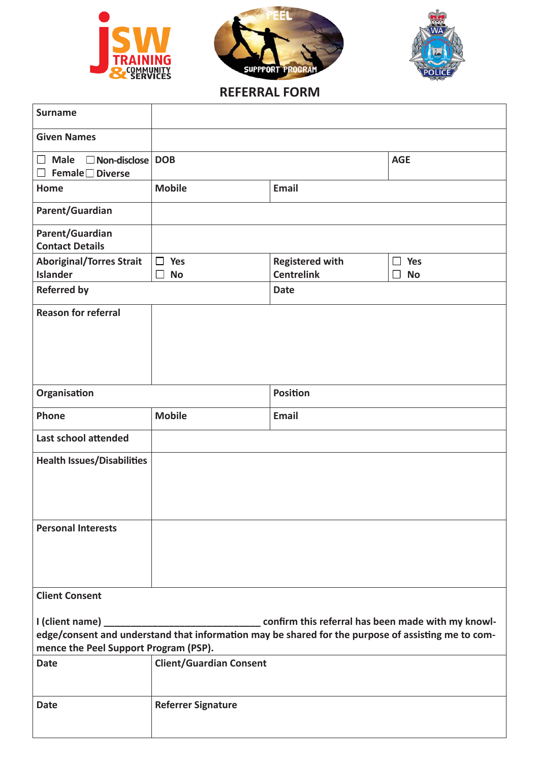# REFERRAL FORM

| | | | |
|---|---|---|---|
| **Surname** | | | |
| **Given Names** | | | |
| ☐ **Male** ☐ **Non-disclose** ☐ **Female** ☐ **Diverse** | **DOB** | | **AGE** |
| **Home** | **Mobile** | **Email** | |
| **Parent/Guardian** | | | |
| **Parent/Guardian Contact Details** | | | |
| **Aboriginal/Torres Strait Islander** | ☐ **Yes** ☐ **No** | **Registered with Centrelink** | ☐ **Yes** ☐ **No** |
| **Referred by** | | **Date** | |
| **Reason for referral** | | | |
| **Organisation** | | **Position** | |
| **Phone** | **Mobile** | **Email** | |
| **Last school attended** | | | |
| **Health Issues/Disabilities** | | | |
| **Personal Interests** | | | |

**Client Consent**

**I (client name) ______________________________ confirm this referral has been made with my knowledge/consent and understand that information may be shared for the purpose of assisting me to commence the Peel Support Program (PSP).**

| | |
|---|---|
| **Date** | **Client/Guardian Consent** |
| **Date** | **Referrer Signature** |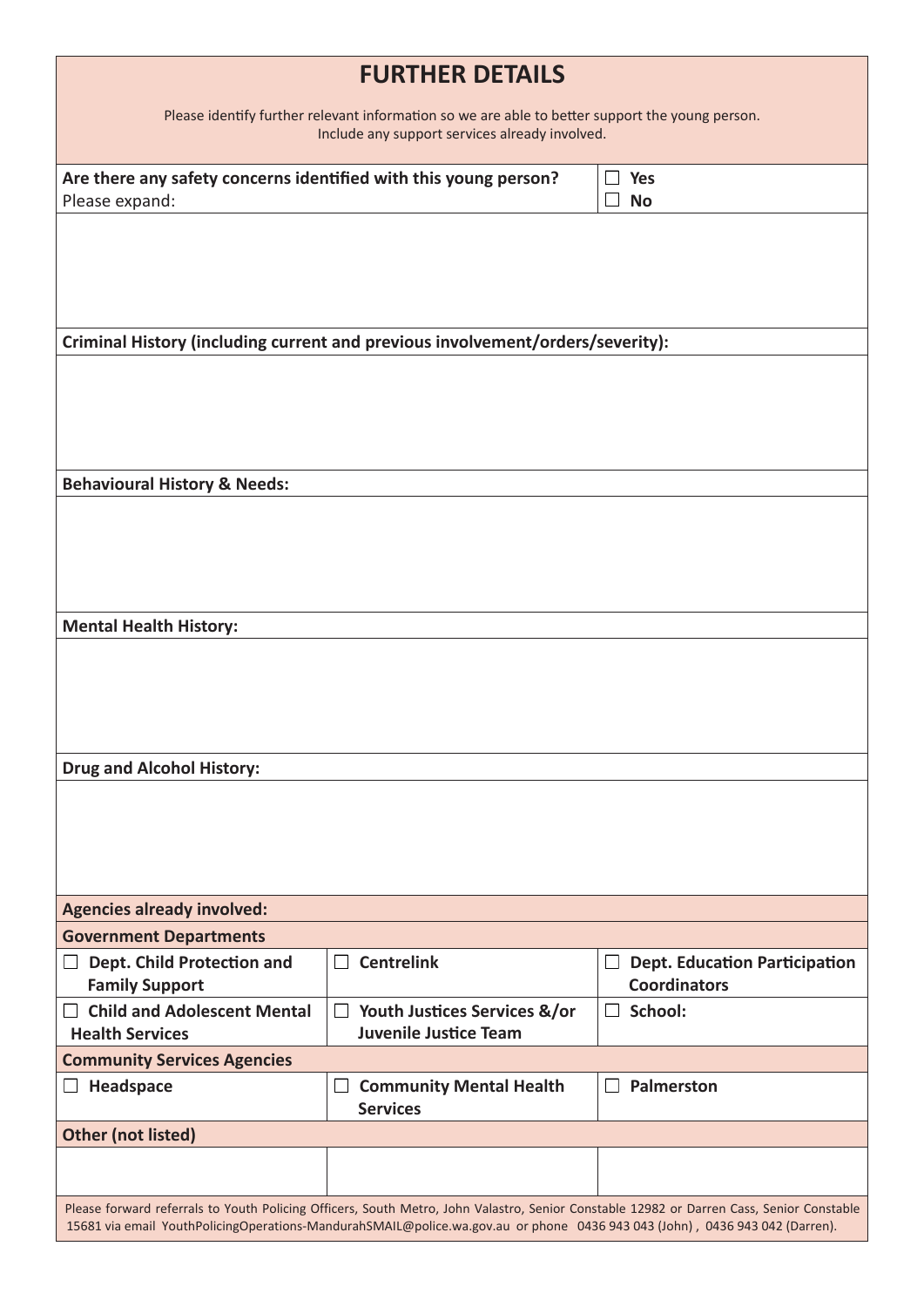# FURTHER DETAILS

Please identify further relevant information so we are able to better support the young person.
Include any support services already involved.

| | |
|---|---|
| **Are there any safety concerns identified with this young person?** Please expand: | ☐ **Yes** ☐ **No** |

**Criminal History (including current and previous involvement/orders/severity):**

**Behavioural History & Needs:**

**Mental Health History:**

**Drug and Alcohol History:**

**Agencies already involved:**

| | | |
|---|---|---|
| **Government Departments** | | |
| ☐ **Dept. Child Protection and Family Support** | ☐ **Centrelink** | ☐ **Dept. Education Participation Coordinators** |
| ☐ **Child and Adolescent Mental Health Services** | ☐ **Youth Justices Services &/or Juvenile Justice Team** | ☐ **School:** |
| **Community Services Agencies** | | |
| ☐ **Headspace** | ☐ **Community Mental Health Services** | ☐ **Palmerston** |
| **Other (not listed)** | | |
| | | |

Please forward referrals to Youth Policing Officers, South Metro, John Valastro, Senior Constable 12982 or Darren Cass, Senior Constable 15681 via email YouthPolicingOperations-MandurahSMAIL@police.wa.gov.au or phone 0436 943 043 (John), 0436 943 042 (Darren).